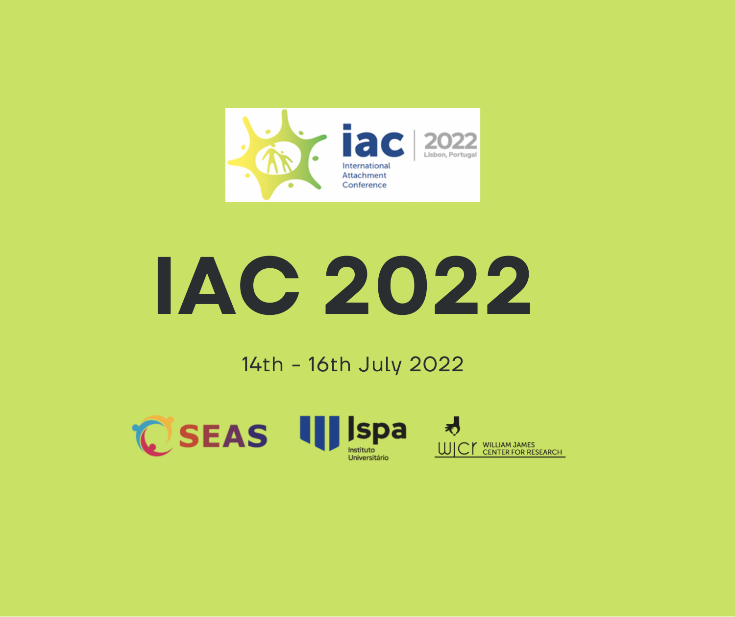iac International Attachment Conference | 2022 Lisbon, Portugal

# IAC 2022

14th - 16th July 2022

SEAS

Ispa Instituto Universitário

WJCR WILLIAM JAMES CENTER FOR RESEARCH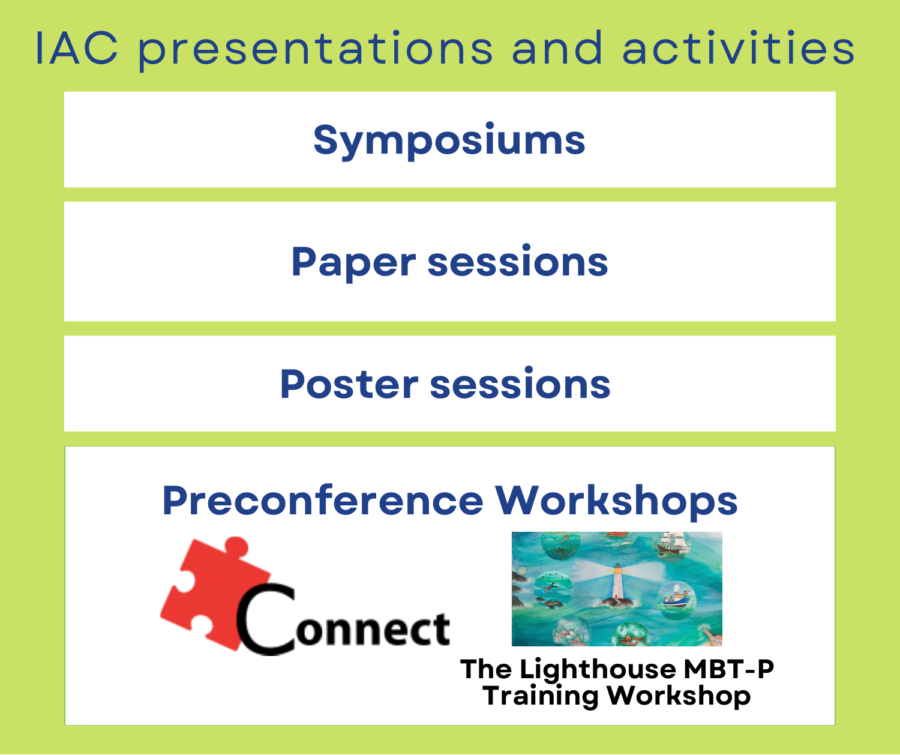# IAC presentations and activities

## Symposiums

## Paper sessions

## Poster sessions

## Preconference Workshops

Connect

The Lighthouse MBT-P Training Workshop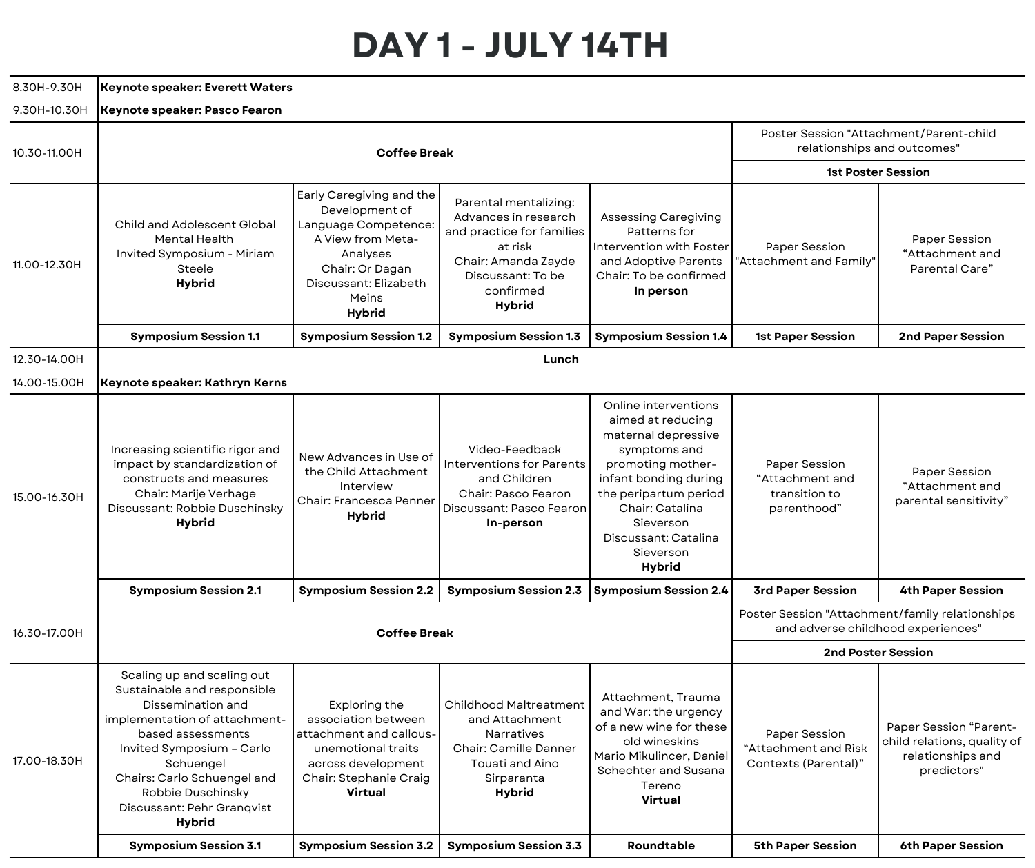# DAY 1 - JULY 14TH

| | | | | | | |
|---|---|---|---|---|---|---|
| 8.30H-9.30H | **Keynote speaker: Everett Waters** | | | | | |
| 9.30H-10.30H | **Keynote speaker: Pasco Fearon** | | | | | |
| 10.30-11.00H | **Coffee Break** | | | | Poster Session "Attachment/Parent-child relationships and outcomes" **1st Poster Session** | |
| 11.00-12.30H | Child and Adolescent Global Mental Health Invited Symposium - Miriam Steele **Hybrid** | Early Caregiving and the Development of Language Competence: A View from Meta-Analyses Chair: Or Dagan Discussant: Elizabeth Meins **Hybrid** | Parental mentalizing: Advances in research and practice for families at risk Chair: Amanda Zayde Discussant: To be confirmed **Hybrid** | Assessing Caregiving Patterns for Intervention with Foster and Adoptive Parents Chair: To be confirmed **In person** | Paper Session "Attachment and Family" | Paper Session "Attachment and Parental Care" |
| | **Symposium Session 1.1** | **Symposium Session 1.2** | **Symposium Session 1.3** | **Symposium Session 1.4** | **1st Paper Session** | **2nd Paper Session** |
| 12.30-14.00H | **Lunch** | | | | | |
| 14.00-15.00H | **Keynote speaker: Kathryn Kerns** | | | | | |
| 15.00-16.30H | Increasing scientific rigor and impact by standardization of constructs and measures Chair: Marije Verhage Discussant: Robbie Duschinsky **Hybrid** | New Advances in Use of the Child Attachment Interview Chair: Francesca Penner **Hybrid** | Video-Feedback Interventions for Parents and Children Chair: Pasco Fearon Discussant: Pasco Fearon **In-person** | Online interventions aimed at reducing maternal depressive symptoms and promoting mother-infant bonding during the peripartum period Chair: Catalina Sieverson Discussant: Catalina Sieverson **Hybrid** | Paper Session "Attachment and transition to parenthood" | Paper Session "Attachment and parental sensitivity" |
| | **Symposium Session 2.1** | **Symposium Session 2.2** | **Symposium Session 2.3** | **Symposium Session 2.4** | **3rd Paper Session** | **4th Paper Session** |
| 16.30-17.00H | **Coffee Break** | | | | Poster Session "Attachment/family relationships and adverse childhood experiences" **2nd Poster Session** | |
| 17.00-18.30H | Scaling up and scaling out Sustainable and responsible Dissemination and implementation of attachment-based assessments Invited Symposium – Carlo Schuengel Chairs: Carlo Schuengel and Robbie Duschinsky Discussant: Pehr Granqvist **Hybrid** | Exploring the association between attachment and callous-unemotional traits across development Chair: Stephanie Craig **Virtual** | Childhood Maltreatment and Attachment Narratives Chair: Camille Danner Touati and Aino Sirparanta **Hybrid** | Attachment, Trauma and War: the urgency of a new wine for these old wineskins Mario Mikulincer, Daniel Schechter and Susana Tereno **Virtual** | Paper Session "Attachment and Risk Contexts (Parental)" | Paper Session "Parent-child relations, quality of relationships and predictors" |
| | **Symposium Session 3.1** | **Symposium Session 3.2** | **Symposium Session 3.3** | **Roundtable** | **5th Paper Session** | **6th Paper Session** |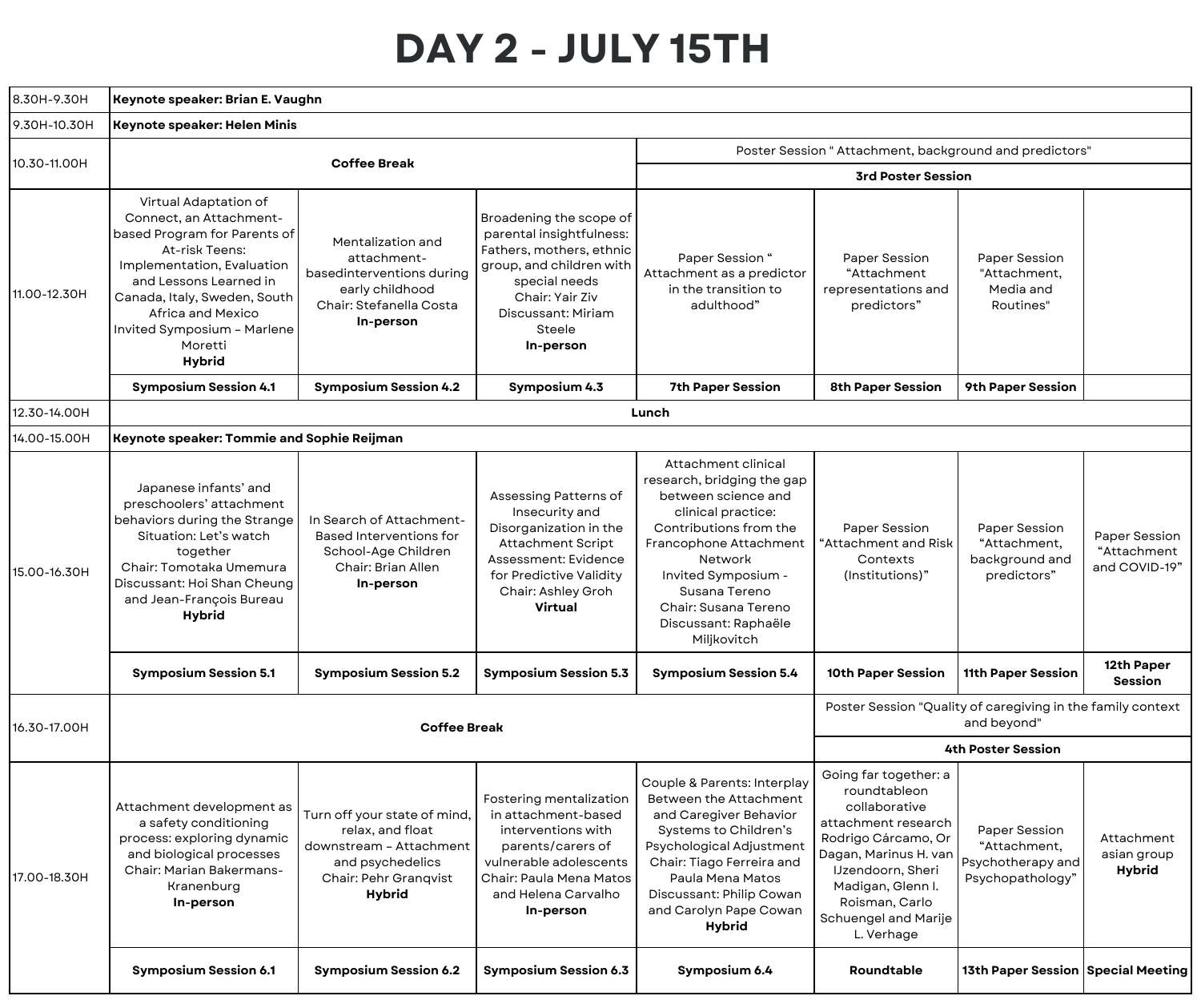# DAY 2 - JULY 15TH

| Time | | | | | | | |
|---|---|---|---|---|---|---|---|
| 8.30H-9.30H | **Keynote speaker: Brian E. Vaughn** | | | | | | |
| 9.30H-10.30H | **Keynote speaker: Helen Minis** | | | | | | |
| 10.30-11.00H | **Coffee Break** | | | Poster Session " Attachment, background and predictors" **3rd Poster Session** | | | |
| 11.00-12.30H | Virtual Adaptation of Connect, an Attachment-based Program for Parents of At-risk Teens: Implementation, Evaluation and Lessons Learned in Canada, Italy, Sweden, South Africa and Mexico Invited Symposium – Marlene Moretti **Hybrid** **Symposium Session 4.1** | Mentalization and attachment-basedinterventions during early childhood Chair: Stefanella Costa **In-person** **Symposium Session 4.2** | Broadening the scope of parental insightfulness: Fathers, mothers, ethnic group, and children with special needs Chair: Yair Ziv Discussant: Miriam Steele **In-person** **Symposium 4.3** | Paper Session " Attachment as a predictor in the transition to adulthood" **7th Paper Session** | Paper Session "Attachment representations and predictors" **8th Paper Session** | Paper Session "Attachment, Media and Routines" **9th Paper Session** | |
| 12.30-14.00H | **Lunch** | | | | | | |
| 14.00-15.00H | **Keynote speaker: Tommie and Sophie Reijman** | | | | | | |
| 15.00-16.30H | Japanese infants' and preschoolers' attachment behaviors during the Strange Situation: Let's watch together Chair: Tomotaka Umemura Discussant: Hoi Shan Cheung and Jean-François Bureau **Hybrid** **Symposium Session 5.1** | In Search of Attachment-Based Interventions for School-Age Children Chair: Brian Allen **In-person** **Symposium Session 5.2** | Assessing Patterns of Insecurity and Disorganization in the Attachment Script Assessment: Evidence for Predictive Validity Chair: Ashley Groh **Virtual** **Symposium Session 5.3** | Attachment clinical research, bridging the gap between science and clinical practice: Contributions from the Francophone Attachment Network Invited Symposium - Susana Tereno Chair: Susana Tereno Discussant: Raphaële Miljkovitch **Symposium Session 5.4** | Paper Session "Attachment and Risk Contexts (Institutions)" **10th Paper Session** | Paper Session "Attachment, background and predictors" **11th Paper Session** | Paper Session "Attachment and COVID-19" **12th Paper Session** |
| 16.30-17.00H | **Coffee Break** | | | | Poster Session "Quality of caregiving in the family context and beyond" **4th Poster Session** | | |
| 17.00-18.30H | Attachment development as a safety conditioning process: exploring dynamic and biological processes Chair: Marian Bakermans-Kranenburg **In-person** **Symposium Session 6.1** | Turn off your state of mind, relax, and float downstream – Attachment and psychedelics Chair: Pehr Granqvist **Hybrid** **Symposium Session 6.2** | Fostering mentalization in attachment-based interventions with parents/carers of vulnerable adolescents Chair: Paula Mena Matos and Helena Carvalho **In-person** **Symposium Session 6.3** | Couple & Parents: Interplay Between the Attachment and Caregiver Behavior Systems to Children's Psychological Adjustment Chair: Tiago Ferreira and Paula Mena Matos Discussant: Philip Cowan and Carolyn Pape Cowan **Hybrid** **Symposium 6.4** | Going far together: a roundtableon collaborative attachment research Rodrigo Cárcamo, Or Dagan, Marinus H. van IJzendoorn, Sheri Madigan, Glenn I. Roisman, Carlo Schuengel and Marije L. Verhage **Roundtable** | Paper Session "Attachment, Psychotherapy and Psychopathology" **13th Paper Session** | Attachment asian group **Hybrid** **Special Meeting** |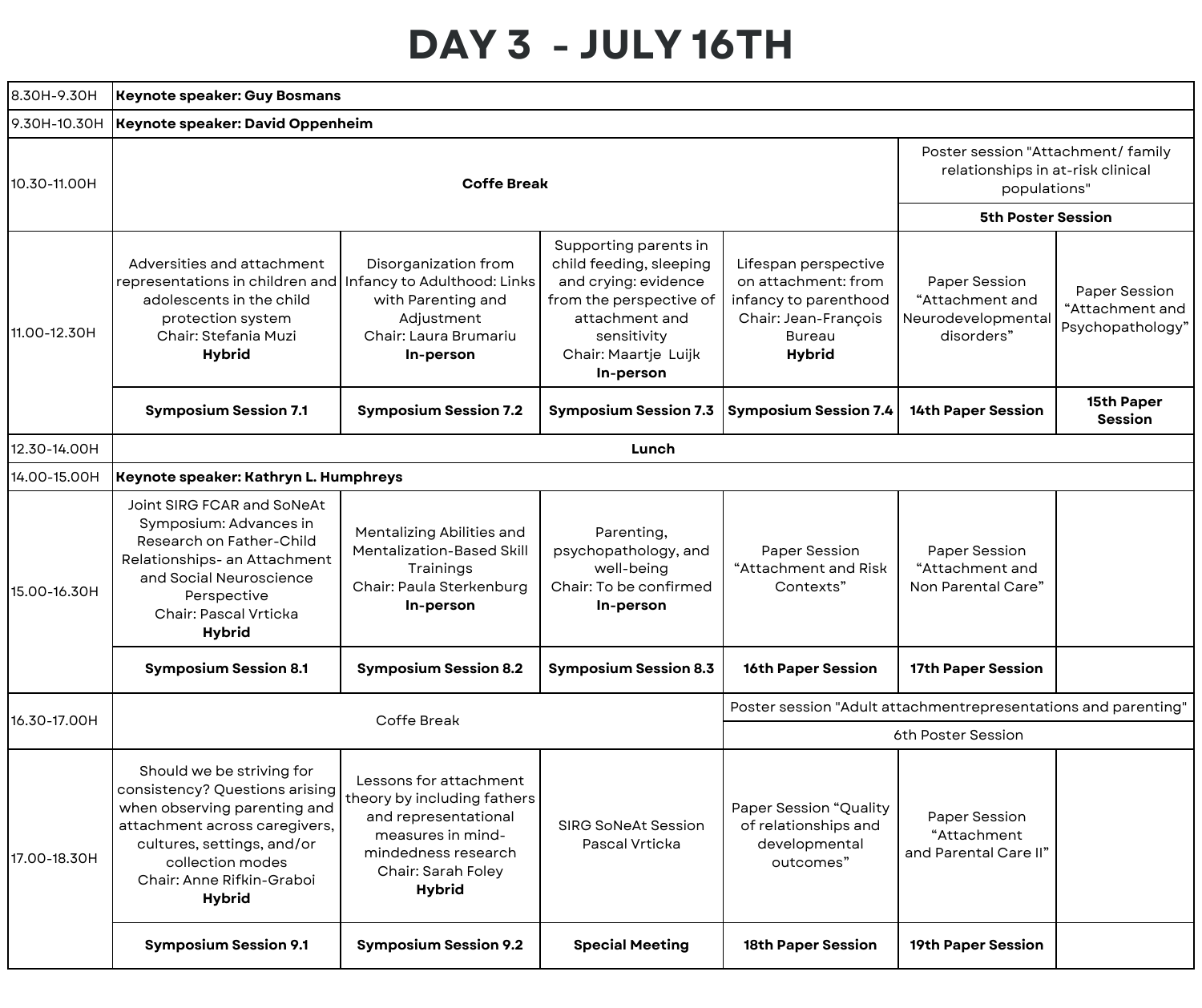# DAY 3 - JULY 16TH

| Time | | | | | | |
|---|---|---|---|---|---|---|
| 8.30H-9.30H | **Keynote speaker: Guy Bosmans** | | | | | |
| 9.30H-10.30H | **Keynote speaker: David Oppenheim** | | | | | |
| 10.30-11.00H | **Coffe Break** | | | | Poster session "Attachment/ family relationships in at-risk clinical populations" **5th Poster Session** | |
| 11.00-12.30H | Adversities and attachment representations in children and adolescents in the child protection system Chair: Stefania Muzi **Hybrid** **Symposium Session 7.1** | Disorganization from Infancy to Adulthood: Links with Parenting and Adjustment Chair: Laura Brumariu **In-person** **Symposium Session 7.2** | Supporting parents in child feeding, sleeping and crying: evidence from the perspective of attachment and sensitivity Chair: Maartje Luijk **In-person** **Symposium Session 7.3** | Lifespan perspective on attachment: from infancy to parenthood Chair: Jean-François Bureau **Hybrid** **Symposium Session 7.4** | Paper Session "Attachment and Neurodevelopmental disorders" **14th Paper Session** | Paper Session "Attachment and Psychopathology" **15th Paper Session** |
| 12.30-14.00H | **Lunch** | | | | | |
| 14.00-15.00H | **Keynote speaker: Kathryn L. Humphreys** | | | | | |
| 15.00-16.30H | Joint SIRG FCAR and SoNeAt Symposium: Advances in Research on Father-Child Relationships- an Attachment and Social Neuroscience Perspective Chair: Pascal Vrticka **Hybrid** **Symposium Session 8.1** | Mentalizing Abilities and Mentalization-Based Skill Trainings Chair: Paula Sterkenburg **In-person** **Symposium Session 8.2** | Parenting, psychopathology, and well-being Chair: To be confirmed **In-person** **Symposium Session 8.3** | Paper Session "Attachment and Risk Contexts" **16th Paper Session** | Paper Session "Attachment and Non Parental Care" **17th Paper Session** | |
| 16.30-17.00H | Coffe Break | | | Poster session "Adult attachmentrepresentations and parenting" 6th Poster Session | | |
| 17.00-18.30H | Should we be striving for consistency? Questions arising when observing parenting and attachment across caregivers, cultures, settings, and/or collection modes Chair: Anne Rifkin-Graboi **Hybrid** **Symposium Session 9.1** | Lessons for attachment theory by including fathers and representational measures in mind-mindedness research Chair: Sarah Foley **Hybrid** **Symposium Session 9.2** | SIRG SoNeAt Session Pascal Vrticka **Special Meeting** | Paper Session "Quality of relationships and developmental outcomes" **18th Paper Session** | Paper Session "Attachment and Parental Care II" **19th Paper Session** | |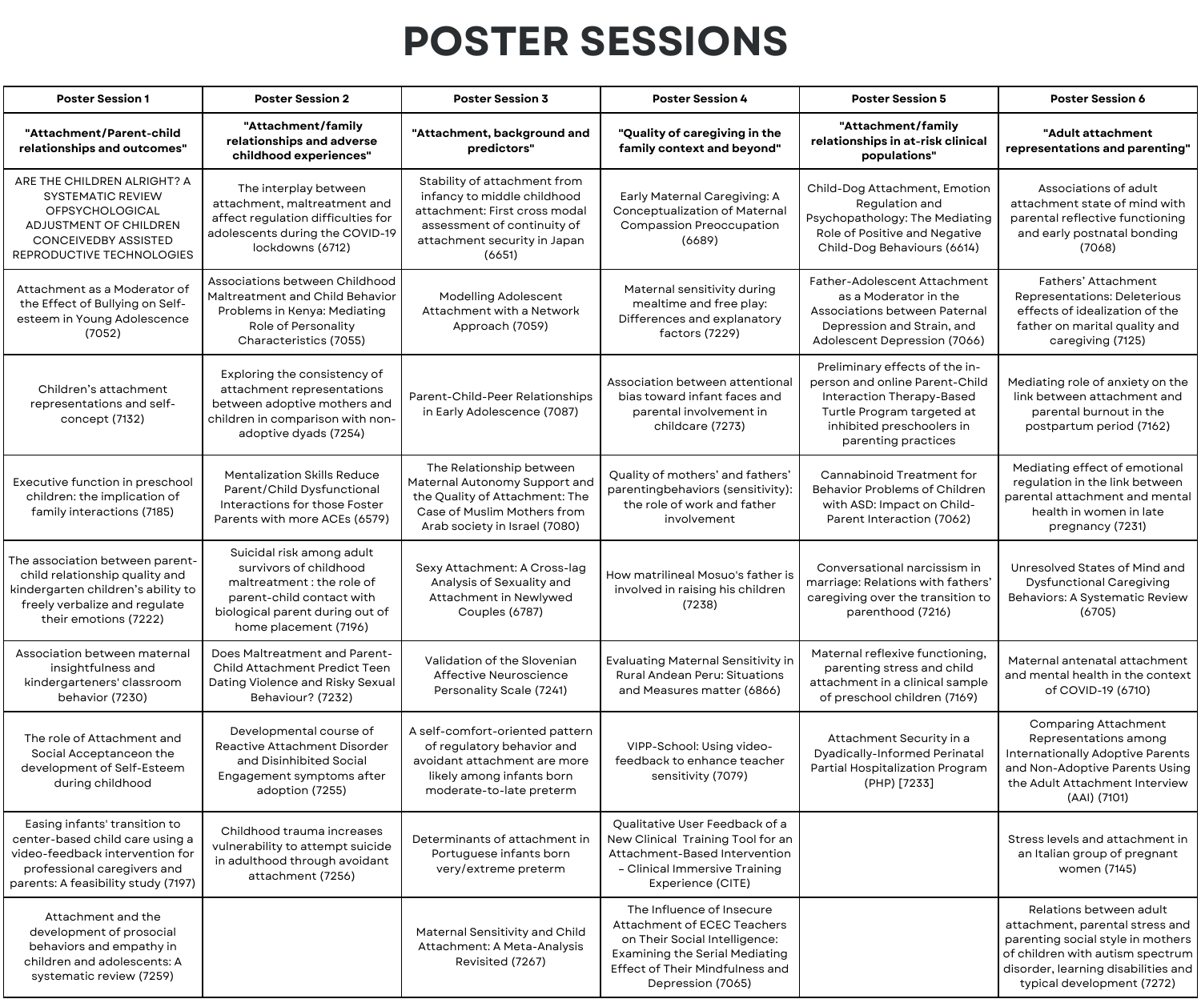# POSTER SESSIONS

| Poster Session 1 | Poster Session 2 | Poster Session 3 | Poster Session 4 | Poster Session 5 | Poster Session 6 |
|---|---|---|---|---|---|
| **"Attachment/Parent-child relationships and outcomes"** | **"Attachment/family relationships and adverse childhood experiences"** | **"Attachment, background and predictors"** | **"Quality of caregiving in the family context and beyond"** | **"Attachment/family relationships in at-risk clinical populations"** | **"Adult attachment representations and parenting"** |
| ARE THE CHILDREN ALRIGHT? A SYSTEMATIC REVIEW OFPSYCHOLOGICAL ADJUSTMENT OF CHILDREN CONCEIVEDBY ASSISTED REPRODUCTIVE TECHNOLOGIES | The interplay between attachment, maltreatment and affect regulation difficulties for adolescents during the COVID-19 lockdowns (6712) | Stability of attachment from infancy to middle childhood attachment: First cross modal assessment of continuity of attachment security in Japan (6651) | Early Maternal Caregiving: A Conceptualization of Maternal Compassion Preoccupation (6689) | Child-Dog Attachment, Emotion Regulation and Psychopathology: The Mediating Role of Positive and Negative Child-Dog Behaviours (6614) | Associations of adult attachment state of mind with parental reflective functioning and early postnatal bonding (7068) |
| Attachment as a Moderator of the Effect of Bullying on Self-esteem in Young Adolescence (7052) | Associations between Childhood Maltreatment and Child Behavior Problems in Kenya: Mediating Role of Personality Characteristics (7055) | Modelling Adolescent Attachment with a Network Approach (7059) | Maternal sensitivity during mealtime and free play: Differences and explanatory factors (7229) | Father-Adolescent Attachment as a Moderator in the Associations between Paternal Depression and Strain, and Adolescent Depression (7066) | Fathers' Attachment Representations: Deleterious effects of idealization of the father on marital quality and caregiving (7125) |
| Children's attachment representations and self-concept (7132) | Exploring the consistency of attachment representations between adoptive mothers and children in comparison with non-adoptive dyads (7254) | Parent-Child-Peer Relationships in Early Adolescence (7087) | Association between attentional bias toward infant faces and parental involvement in childcare (7273) | Preliminary effects of the in-person and online Parent-Child Interaction Therapy-Based Turtle Program targeted at inhibited preschoolers in parenting practices | Mediating role of anxiety on the link between attachment and parental burnout in the postpartum period (7162) |
| Executive function in preschool children: the implication of family interactions (7185) | Mentalization Skills Reduce Parent/Child Dysfunctional Interactions for those Foster Parents with more ACEs (6579) | The Relationship between Maternal Autonomy Support and the Quality of Attachment: The Case of Muslim Mothers from Arab society in Israel (7080) | Quality of mothers' and fathers' parentingbehaviors (sensitivity): the role of work and father involvement | Cannabinoid Treatment for Behavior Problems of Children with ASD: Impact on Child-Parent Interaction (7062) | Mediating effect of emotional regulation in the link between parental attachment and mental health in women in late pregnancy (7231) |
| The association between parent-child relationship quality and kindergarten children's ability to freely verbalize and regulate their emotions (7222) | Suicidal risk among adult survivors of childhood maltreatment : the role of parent-child contact with biological parent during out of home placement (7196) | Sexy Attachment: A Cross-lag Analysis of Sexuality and Attachment in Newlywed Couples (6787) | How matrilineal Mosuo's father is involved in raising his children (7238) | Conversational narcissism in marriage: Relations with fathers' caregiving over the transition to parenthood (7216) | Unresolved States of Mind and Dysfunctional Caregiving Behaviors: A Systematic Review (6705) |
| Association between maternal insightfulness and kindergarteners' classroom behavior (7230) | Does Maltreatment and Parent-Child Attachment Predict Teen Dating Violence and Risky Sexual Behaviour? (7232) | Validation of the Slovenian Affective Neuroscience Personality Scale (7241) | Evaluating Maternal Sensitivity in Rural Andean Peru: Situations and Measures matter (6866) | Maternal reflexive functioning, parenting stress and child attachment in a clinical sample of preschool children (7169) | Maternal antenatal attachment and mental health in the context of COVID-19 (6710) |
| The role of Attachment and Social Acceptanceon the development of Self-Esteem during childhood | Developmental course of Reactive Attachment Disorder and Disinhibited Social Engagement symptoms after adoption (7255) | A self-comfort-oriented pattern of regulatory behavior and avoidant attachment are more likely among infants born moderate-to-late preterm | VIPP-School: Using video-feedback to enhance teacher sensitivity (7079) | Attachment Security in a Dyadically-Informed Perinatal Partial Hospitalization Program (PHP) [7233] | Comparing Attachment Representations among Internationally Adoptive Parents and Non-Adoptive Parents Using the Adult Attachment Interview (AAI) (7101) |
| Easing infants' transition to center-based child care using a video-feedback intervention for professional caregivers and parents: A feasibility study (7197) | Childhood trauma increases vulnerability to attempt suicide in adulthood through avoidant attachment (7256) | Determinants of attachment in Portuguese infants born very/extreme preterm | Qualitative User Feedback of a New Clinical Training Tool for an Attachment-Based Intervention – Clinical Immersive Training Experience (CITE) | | Stress levels and attachment in an Italian group of pregnant women (7145) |
| Attachment and the development of prosocial behaviors and empathy in children and adolescents: A systematic review (7259) | | Maternal Sensitivity and Child Attachment: A Meta-Analysis Revisited (7267) | The Influence of Insecure Attachment of ECEC Teachers on Their Social Intelligence: Examining the Serial Mediating Effect of Their Mindfulness and Depression (7065) | | Relations between adult attachment, parental stress and parenting social style in mothers of children with autism spectrum disorder, learning disabilities and typical development (7272) |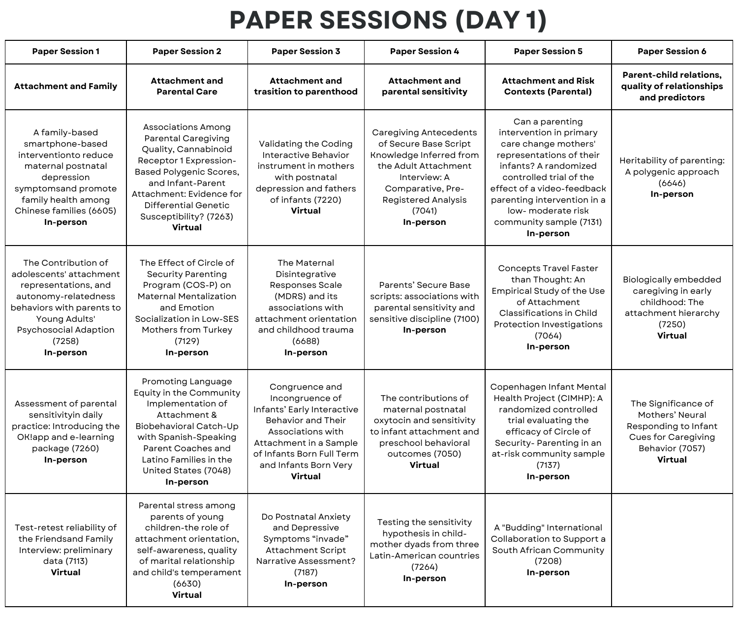# PAPER SESSIONS (DAY 1)

| Paper Session 1 | Paper Session 2 | Paper Session 3 | Paper Session 4 | Paper Session 5 | Paper Session 6 |
|---|---|---|---|---|---|
| **Attachment and Family** | **Attachment and Parental Care** | **Attachment and trasition to parenthood** | **Attachment and parental sensitivity** | **Attachment and Risk Contexts (Parental)** | **Parent-child relations, quality of relationships and predictors** |
| A family-based smartphone-based interventionto reduce maternal postnatal depression symptomsand promote family health among Chinese families (6605) **In-person** | Associations Among Parental Caregiving Quality, Cannabinoid Receptor 1 Expression-Based Polygenic Scores, and Infant-Parent Attachment: Evidence for Differential Genetic Susceptibility? (7263) **Virtual** | Validating the Coding Interactive Behavior instrument in mothers with postnatal depression and fathers of infants (7220) **Virtual** | Caregiving Antecedents of Secure Base Script Knowledge Inferred from the Adult Attachment Interview: A Comparative, Pre-Registered Analysis (7041) **In-person** | Can a parenting intervention in primary care change mothers' representations of their infants? A randomized controlled trial of the effect of a video-feedback parenting intervention in a low- moderate risk community sample (7131) **In-person** | Heritability of parenting: A polygenic approach (6646) **In-person** |
| The Contribution of adolescents' attachment representations, and autonomy-relatedness behaviors with parents to Young Adults' Psychosocial Adaption (7258) **In-person** | The Effect of Circle of Security Parenting Program (COS-P) on Maternal Mentalization and Emotion Socialization in Low-SES Mothers from Turkey (7129) **In-person** | The Maternal Disintegrative Responses Scale (MDRS) and its associations with attachment orientation and childhood trauma (6688) **In-person** | Parents' Secure Base scripts: associations with parental sensitivity and sensitive discipline (7100) **In-person** | Concepts Travel Faster than Thought: An Empirical Study of the Use of Attachment Classifications in Child Protection Investigations (7064) **In-person** | Biologically embedded caregiving in early childhood: The attachment hierarchy (7250) **Virtual** |
| Assessment of parental sensitivityin daily practice: Introducing the OK!app and e-learning package (7260) **In-person** | Promoting Language Equity in the Community Implementation of Attachment & Biobehavioral Catch-Up with Spanish-Speaking Parent Coaches and Latino Families in the United States (7048) **In-person** | Congruence and Incongruence of Infants' Early Interactive Behavior and Their Associations with Attachment in a Sample of Infants Born Full Term and Infants Born Very **Virtual** | The contributions of maternal postnatal oxytocin and sensitivity to infant attachment and preschool behavioral outcomes (7050) **Virtual** | Copenhagen Infant Mental Health Project (CIMHP): A randomized controlled trial evaluating the efficacy of Circle of Security- Parenting in an at-risk community sample (7137) **In-person** | The Significance of Mothers' Neural Responding to Infant Cues for Caregiving Behavior (7057) **Virtual** |
| Test-retest reliability of the Friendsand Family Interview: preliminary data (7113) **Virtual** | Parental stress among parents of young children-the role of attachment orientation, self-awareness, quality of marital relationship and child's temperament (6630) **Virtual** | Do Postnatal Anxiety and Depressive Symptoms "invade" Attachment Script Narrative Assessment? (7187) **In-person** | Testing the sensitivity hypothesis in child-mother dyads from three Latin-American countries (7264) **In-person** | A "Budding" International Collaboration to Support a South African Community (7208) **In-person** | |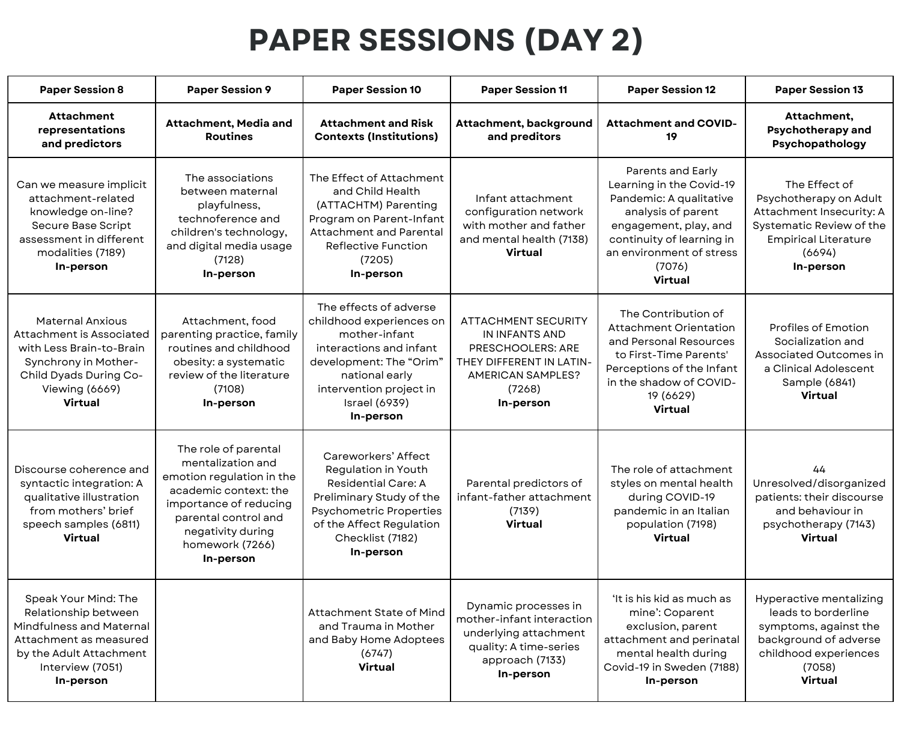# PAPER SESSIONS (DAY 2)

| Paper Session 8 | Paper Session 9 | Paper Session 10 | Paper Session 11 | Paper Session 12 | Paper Session 13 |
|---|---|---|---|---|---|
| **Attachment representations and predictors** | **Attachment, Media and Routines** | **Attachment and Risk Contexts (Institutions)** | **Attachment, background and preditors** | **Attachment and COVID-19** | **Attachment, Psychotherapy and Psychopathology** |
| Can we measure implicit attachment-related knowledge on-line? Secure Base Script assessment in different modalities (7189) **In-person** | The associations between maternal playfulness, technoference and children's technology, and digital media usage (7128) **In-person** | The Effect of Attachment and Child Health (ATTACHTM) Parenting Program on Parent-Infant Attachment and Parental Reflective Function (7205) **In-person** | Infant attachment configuration network with mother and father and mental health (7138) **Virtual** | Parents and Early Learning in the Covid-19 Pandemic: A qualitative analysis of parent engagement, play, and continuity of learning in an environment of stress (7076) **Virtual** | The Effect of Psychotherapy on Adult Attachment Insecurity: A Systematic Review of the Empirical Literature (6694) **In-person** |
| Maternal Anxious Attachment is Associated with Less Brain-to-Brain Synchrony in Mother-Child Dyads During Co-Viewing (6669) **Virtual** | Attachment, food parenting practice, family routines and childhood obesity: a systematic review of the literature (7108) **In-person** | The effects of adverse childhood experiences on mother-infant interactions and infant development: The "Orim" national early intervention project in Israel (6939) **In-person** | ATTACHMENT SECURITY IN INFANTS AND PRESCHOOLERS: ARE THEY DIFFERENT IN LATIN-AMERICAN SAMPLES? (7268) **In-person** | The Contribution of Attachment Orientation and Personal Resources to First-Time Parents' Perceptions of the Infant in the shadow of COVID-19 (6629) **Virtual** | Profiles of Emotion Socialization and Associated Outcomes in a Clinical Adolescent Sample (6841) **Virtual** |
| Discourse coherence and syntactic integration: A qualitative illustration from mothers' brief speech samples (6811) **Virtual** | The role of parental mentalization and emotion regulation in the academic context: the importance of reducing parental control and negativity during homework (7266) **In-person** | Careworkers' Affect Regulation in Youth Residential Care: A Preliminary Study of the Psychometric Properties of the Affect Regulation Checklist (7182) **In-person** | Parental predictors of infant-father attachment (7139) **Virtual** | The role of attachment styles on mental health during COVID-19 pandemic in an Italian population (7198) **Virtual** | 44 Unresolved/disorganized patients: their discourse and behaviour in psychotherapy (7143) **Virtual** |
| Speak Your Mind: The Relationship between Mindfulness and Maternal Attachment as measured by the Adult Attachment Interview (7051) **In-person** | | Attachment State of Mind and Trauma in Mother and Baby Home Adoptees (6747) **Virtual** | Dynamic processes in mother-infant interaction underlying attachment quality: A time-series approach (7133) **In-person** | 'It is his kid as much as mine': Coparent exclusion, parent attachment and perinatal mental health during Covid-19 in Sweden (7188) **In-person** | Hyperactive mentalizing leads to borderline symptoms, against the background of adverse childhood experiences (7058) **Virtual** |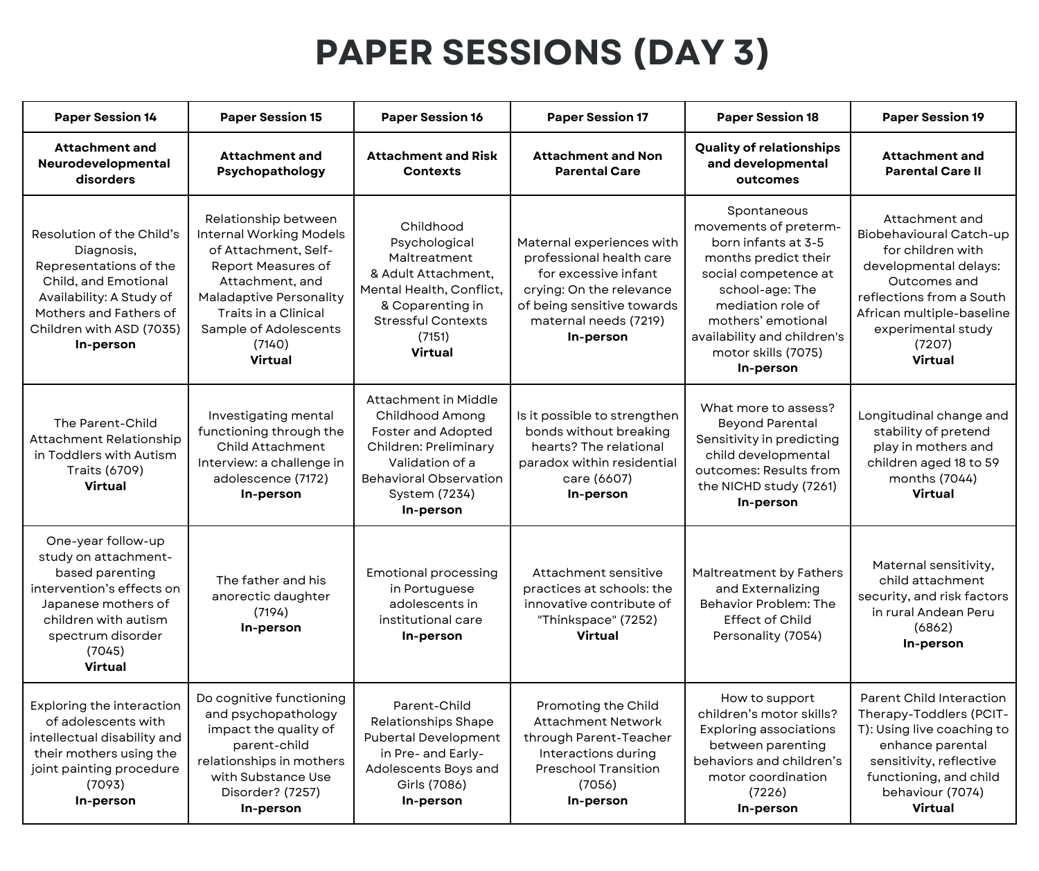# PAPER SESSIONS (DAY 3)

| Paper Session 14 | Paper Session 15 | Paper Session 16 | Paper Session 17 | Paper Session 18 | Paper Session 19 |
|---|---|---|---|---|---|
| **Attachment and Neurodevelopmental disorders** | **Attachment and Psychopathology** | **Attachment and Risk Contexts** | **Attachment and Non Parental Care** | **Quality of relationships and developmental outcomes** | **Attachment and Parental Care II** |
| Resolution of the Child's Diagnosis, Representations of the Child, and Emotional Availability: A Study of Mothers and Fathers of Children with ASD (7035) **In-person** | Relationship between Internal Working Models of Attachment, Self-Report Measures of Attachment, and Maladaptive Personality Traits in a Clinical Sample of Adolescents (7140) **Virtual** | Childhood Psychological Maltreatment & Adult Attachment, Mental Health, Conflict, & Coparenting in Stressful Contexts (7151) **Virtual** | Maternal experiences with professional health care for excessive infant crying: On the relevance of being sensitive towards maternal needs (7219) **In-person** | Spontaneous movements of preterm-born infants at 3-5 months predict their social competence at school-age: The mediation role of mothers' emotional availability and children's motor skills (7075) **In-person** | Attachment and Biobehavioural Catch-up for children with developmental delays: Outcomes and reflections from a South African multiple-baseline experimental study (7207) **Virtual** |
| The Parent-Child Attachment Relationship in Toddlers with Autism Traits (6709) **Virtual** | Investigating mental functioning through the Child Attachment Interview: a challenge in adolescence (7172) **In-person** | Attachment in Middle Childhood Among Foster and Adopted Children: Preliminary Validation of a Behavioral Observation System (7234) **In-person** | Is it possible to strengthen bonds without breaking hearts? The relational paradox within residential care (6607) **In-person** | What more to assess? Beyond Parental Sensitivity in predicting child developmental outcomes: Results from the NICHD study (7261) **In-person** | Longitudinal change and stability of pretend play in mothers and children aged 18 to 59 months (7044) **Virtual** |
| One-year follow-up study on attachment-based parenting intervention's effects on Japanese mothers of children with autism spectrum disorder (7045) **Virtual** | The father and his anorectic daughter (7194) **In-person** | Emotional processing in Portuguese adolescents in institutional care **In-person** | Attachment sensitive practices at schools: the innovative contribute of "Thinkspace" (7252) **Virtual** | Maltreatment by Fathers and Externalizing Behavior Problem: The Effect of Child Personality (7054) | Maternal sensitivity, child attachment security, and risk factors in rural Andean Peru (6862) **In-person** |
| Exploring the interaction of adolescents with intellectual disability and their mothers using the joint painting procedure (7093) **In-person** | Do cognitive functioning and psychopathology impact the quality of parent-child relationships in mothers with Substance Use Disorder? (7257) **In-person** | Parent-Child Relationships Shape Pubertal Development in Pre- and Early-Adolescents Boys and Girls (7086) **In-person** | Promoting the Child Attachment Network through Parent-Teacher Interactions during Preschool Transition (7056) **In-person** | How to support children's motor skills? Exploring associations between parenting behaviors and children's motor coordination (7226) **In-person** | Parent Child Interaction Therapy-Toddlers (PCIT-T): Using live coaching to enhance parental sensitivity, reflective functioning, and child behaviour (7074) **Virtual** |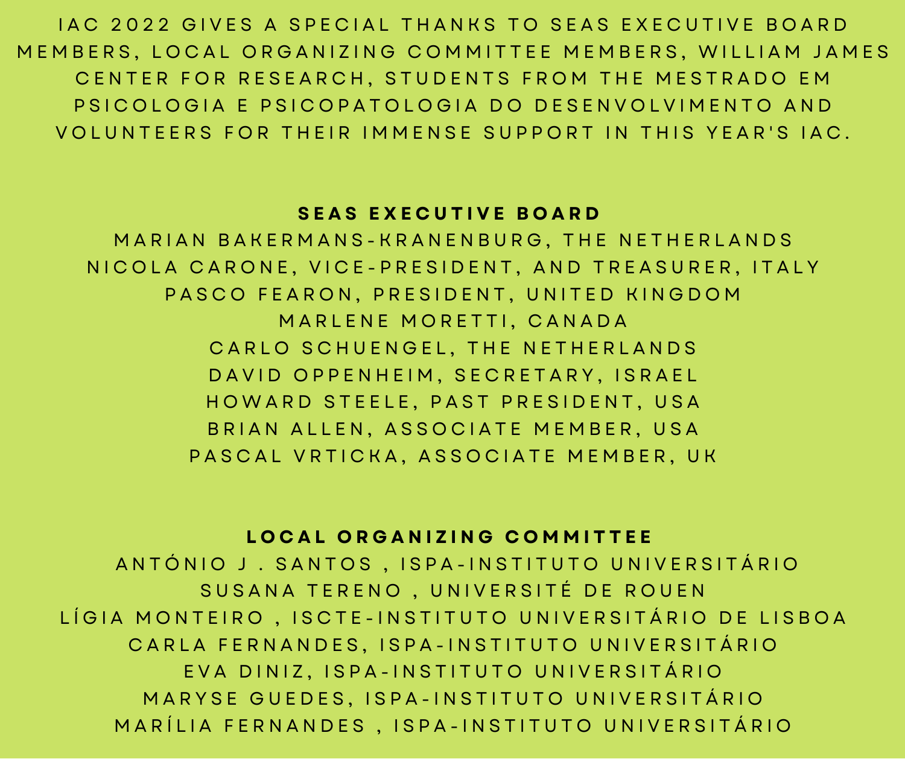IAC 2022 GIVES A SPECIAL THANKS TO SEAS EXECUTIVE BOARD MEMBERS, LOCAL ORGANIZING COMMITTEE MEMBERS, WILLIAM JAMES CENTER FOR RESEARCH, STUDENTS FROM THE MESTRADO EM PSICOLOGIA E PSICOPATOLOGIA DO DESENVOLVIMENTO AND VOLUNTEERS FOR THEIR IMMENSE SUPPORT IN THIS YEAR'S IAC.

**SEAS EXECUTIVE BOARD**

MARIAN BAKERMANS-KRANENBURG, THE NETHERLANDS
NICOLA CARONE, VICE-PRESIDENT, AND TREASURER, ITALY
PASCO FEARON, PRESIDENT, UNITED KINGDOM
MARLENE MORETTI, CANADA
CARLO SCHUENGEL, THE NETHERLANDS
DAVID OPPENHEIM, SECRETARY, ISRAEL
HOWARD STEELE, PAST PRESIDENT, USA
BRIAN ALLEN, ASSOCIATE MEMBER, USA
PASCAL VRTICKA, ASSOCIATE MEMBER, UK

**LOCAL ORGANIZING COMMITTEE**

ANTÓNIO J . SANTOS , ISPA-INSTITUTO UNIVERSITÁRIO
SUSANA TERENO , UNIVERSITÉ DE ROUEN
LÍGIA MONTEIRO , ISCTE-INSTITUTO UNIVERSITÁRIO DE LISBOA
CARLA FERNANDES, ISPA-INSTITUTO UNIVERSITÁRIO
EVA DINIZ, ISPA-INSTITUTO UNIVERSITÁRIO
MARYSE GUEDES, ISPA-INSTITUTO UNIVERSITÁRIO
MARÍLIA FERNANDES , ISPA-INSTITUTO UNIVERSITÁRIO